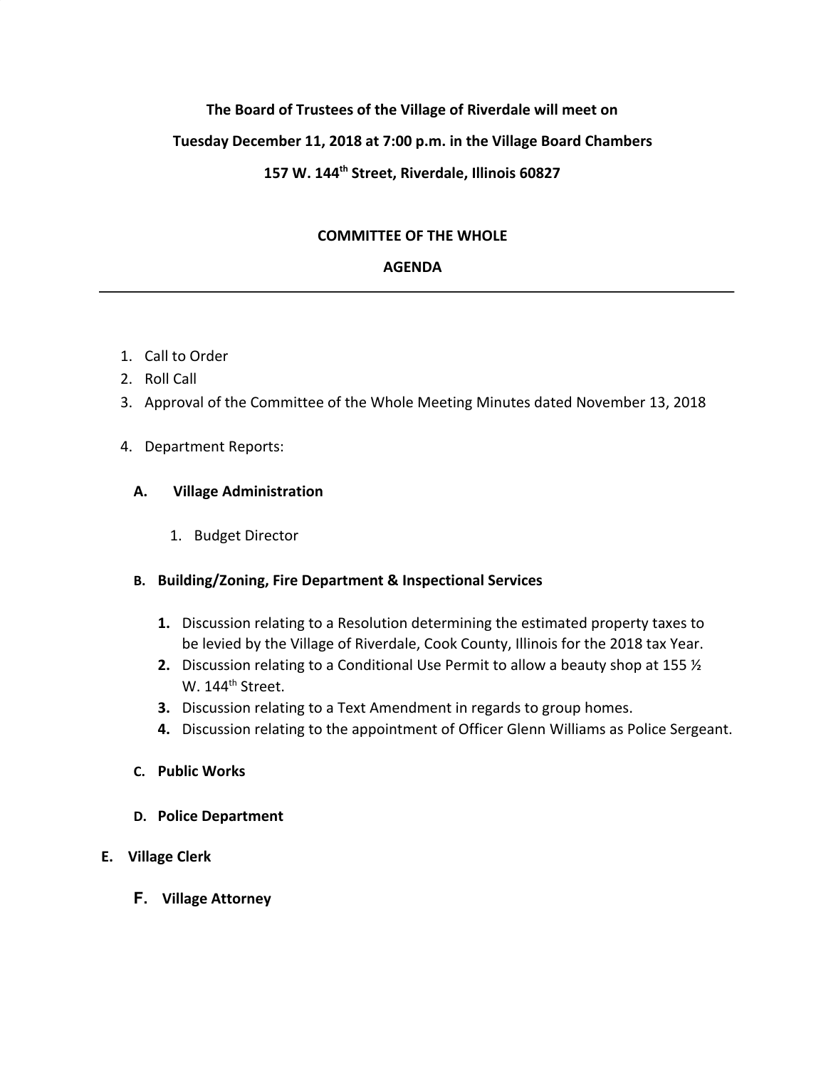**The Board of Trustees of the Village of Riverdale will meet on**

**Tuesday December 11, 2018 at 7:00 p.m. in the Village Board Chambers**

**157 W. 144th Street, Riverdale, Illinois 60827**

## COMMITTEE OF THE WHOLE

## AGENDA

---

1. Call to Order
2. Roll Call
3. Approval of the Committee of the Whole Meeting Minutes dated November 13, 2018
4. Department Reports:

   **A. Village Administration**

      1. Budget Director

   **B. Building/Zoning, Fire Department & Inspectional Services**

      **1.** Discussion relating to a Resolution determining the estimated property taxes to be levied by the Village of Riverdale, Cook County, Illinois for the 2018 tax Year.
      **2.** Discussion relating to a Conditional Use Permit to allow a beauty shop at 155 ½ W. 144th Street.
      **3.** Discussion relating to a Text Amendment in regards to group homes.
      **4.** Discussion relating to the appointment of Officer Glenn Williams as Police Sergeant.

   **C. Public Works**

   **D. Police Department**

   **E. Village Clerk**

   **F. Village Attorney**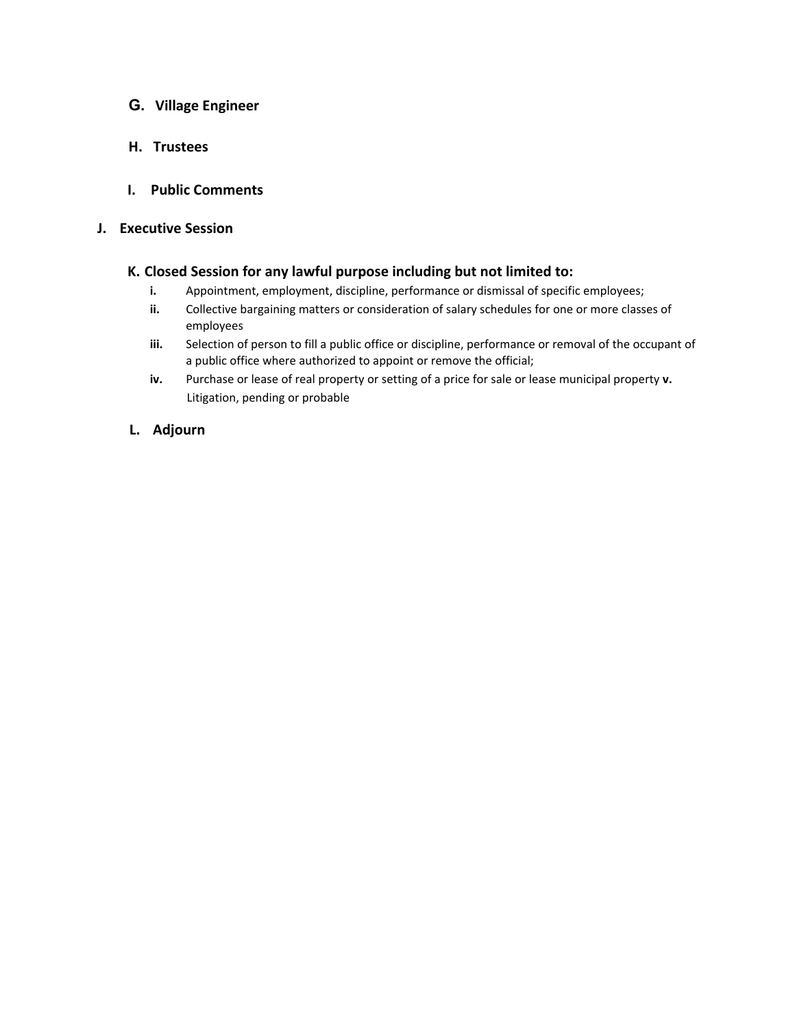**G. Village Engineer**

**H. Trustees**

**I. Public Comments**

**J. Executive Session**

**K. Closed Session for any lawful purpose including but not limited to:**

- **i.** Appointment, employment, discipline, performance or dismissal of specific employees;
- **ii.** Collective bargaining matters or consideration of salary schedules for one or more classes of employees
- **iii.** Selection of person to fill a public office or discipline, performance or removal of the occupant of a public office where authorized to appoint or remove the official;
- **iv.** Purchase or lease of real property or setting of a price for sale or lease municipal property **v.** Litigation, pending or probable

**L. Adjourn**